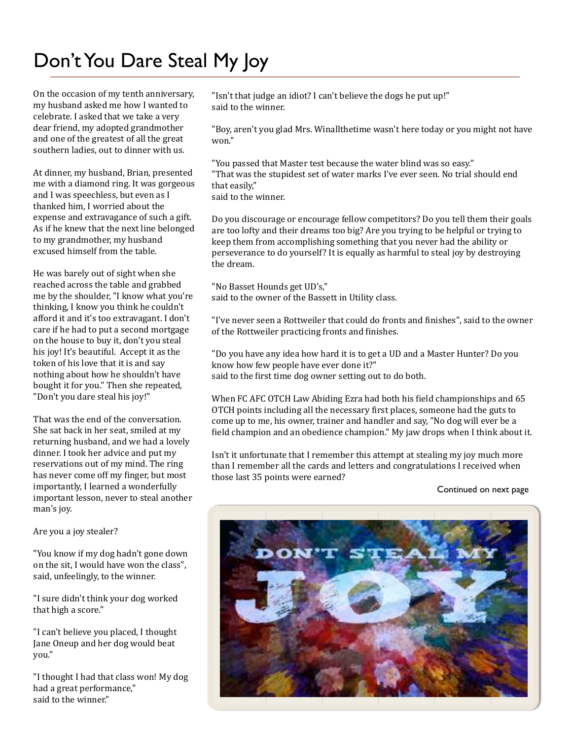# Don't You Dare Steal My Joy

On the occasion of my tenth anniversary, my husband asked me how I wanted to celebrate. I asked that we take a very dear friend, my adopted grandmother and one of the greatest of all the great southern ladies, out to dinner with us.

At dinner, my husband, Brian, presented me with a diamond ring. It was gorgeous and I was speechless, but even as I thanked him, I worried about the expense and extravagance of such a gift. As if he knew that the next line belonged to my grandmother, my husband excused himself from the table.

He was barely out of sight when she reached across the table and grabbed me by the shoulder, "I know what you're thinking, I know you think he couldn't afford it and it's too extravagant. I don't care if he had to put a second mortgage on the house to buy it, don't you steal his joy! It's beautiful. Accept it as the token of his love that it is and say nothing about how he shouldn't have bought it for you." Then she repeated, "Don't you dare steal his joy!"

That was the end of the conversation. She sat back in her seat, smiled at my returning husband, and we had a lovely dinner. I took her advice and put my reservations out of my mind. The ring has never come off my finger, but most importantly, I learned a wonderfully important lesson, never to steal another man's joy.

Are you a joy stealer?

"You know if my dog hadn't gone down on the sit, I would have won the class", said, unfeelingly, to the winner.

"I sure didn't think your dog worked that high a score."

"I can't believe you placed, I thought Jane Oneup and her dog would beat you."

"I thought I had that class won! My dog had a great performance,"
said to the winner."

"Isn't that judge an idiot? I can't believe the dogs he put up!"
said to the winner.

"Boy, aren't you glad Mrs. Winallthetime wasn't here today or you might not have won."

"You passed that Master test because the water blind was so easy."
"That was the stupidest set of water marks I've ever seen. No trial should end that easily,"
said to the winner.

Do you discourage or encourage fellow competitors? Do you tell them their goals are too lofty and their dreams too big? Are you trying to be helpful or trying to keep them from accomplishing something that you never had the ability or perseverance to do yourself? It is equally as harmful to steal joy by destroying the dream.

"No Basset Hounds get UD's,"
said to the owner of the Bassett in Utility class.

"I've never seen a Rottweiler that could do fronts and finishes", said to the owner of the Rottweiler practicing fronts and finishes.

"Do you have any idea how hard it is to get a UD and a Master Hunter? Do you know how few people have ever done it?"
said to the first time dog owner setting out to do both.

When FC AFC OTCH Law Abiding Ezra had both his field championships and 65 OTCH points including all the necessary first places, someone had the guts to come up to me, his owner, trainer and handler and say, "No dog will ever be a field champion and an obedience champion." My jaw drops when I think about it.

Isn't it unfortunate that I remember this attempt at stealing my joy much more than I remember all the cards and letters and congratulations I received when those last 35 points were earned?

Continued on next page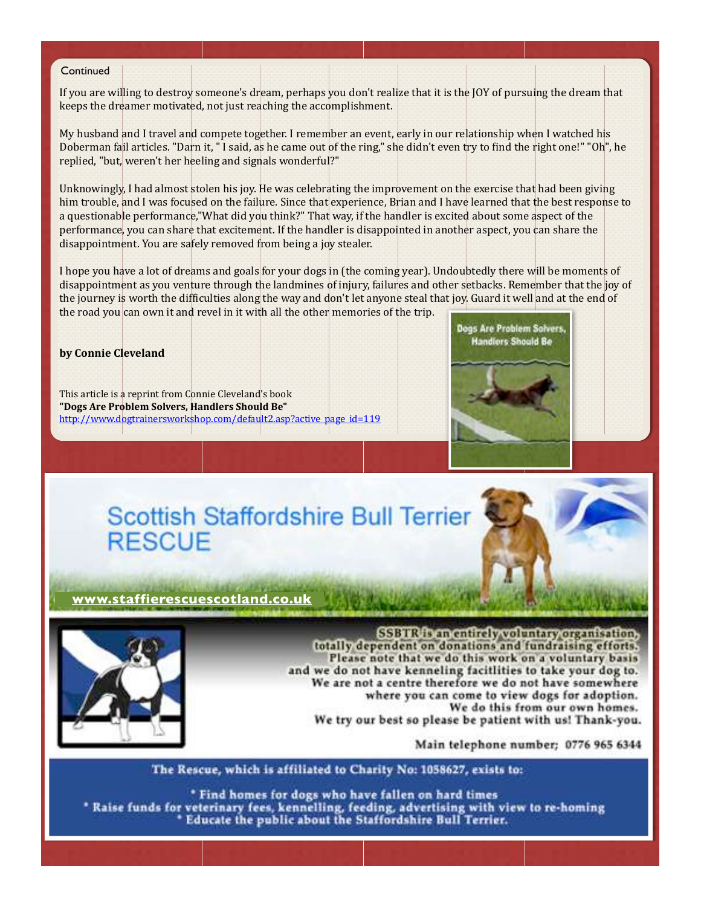Continued

If you are willing to destroy someone's dream, perhaps you don't realize that it is the JOY of pursuing the dream that keeps the dreamer motivated, not just reaching the accomplishment.

My husband and I travel and compete together. I remember an event, early in our relationship when I watched his Doberman fail articles. "Darn it, " I said, as he came out of the ring," she didn't even try to find the right one!" "Oh", he replied, "but, weren't her heeling and signals wonderful?"

Unknowingly, I had almost stolen his joy. He was celebrating the improvement on the exercise that had been giving him trouble, and I was focused on the failure. Since that experience, Brian and I have learned that the best response to a questionable performance,"What did you think?" That way, if the handler is excited about some aspect of the performance, you can share that excitement. If the handler is disappointed in another aspect, you can share the disappointment. You are safely removed from being a joy stealer.

I hope you have a lot of dreams and goals for your dogs in (the coming year). Undoubtedly there will be moments of disappointment as you venture through the landmines of injury, failures and other setbacks. Remember that the joy of the journey is worth the difficulties along the way and don't let anyone steal that joy. Guard it well and at the end of the road you can own it and revel in it with all the other memories of the trip.

**by Connie Cleveland**

This article is a reprint from Connie Cleveland's book
**"Dogs Are Problem Solvers, Handlers Should Be"**
http://www.dogtrainersworkshop.com/default2.asp?active_page_id=119

Dogs Are Problem Solvers, Handlers Should Be

# Scottish Staffordshire Bull Terrier RESCUE

www.staffierescuescotland.co.uk

SSBTR is an entirely voluntary organisation, totally dependent on donations and fundraising efforts. Please note that we do this work on a voluntary basis and we do not have kenneling facitlities to take your dog to. We are not a centre therefore we do not have somewhere where you can come to view dogs for adoption. We do this from our own homes. We try our best so please be patient with us! Thank-you.

Main telephone number; 0776 965 6344

The Rescue, which is affiliated to Charity No: 1058627, exists to:

* Find homes for dogs who have fallen on hard times
* Raise funds for veterinary fees, kennelling, feeding, advertising with view to re-homing
* Educate the public about the Staffordshire Bull Terrier.